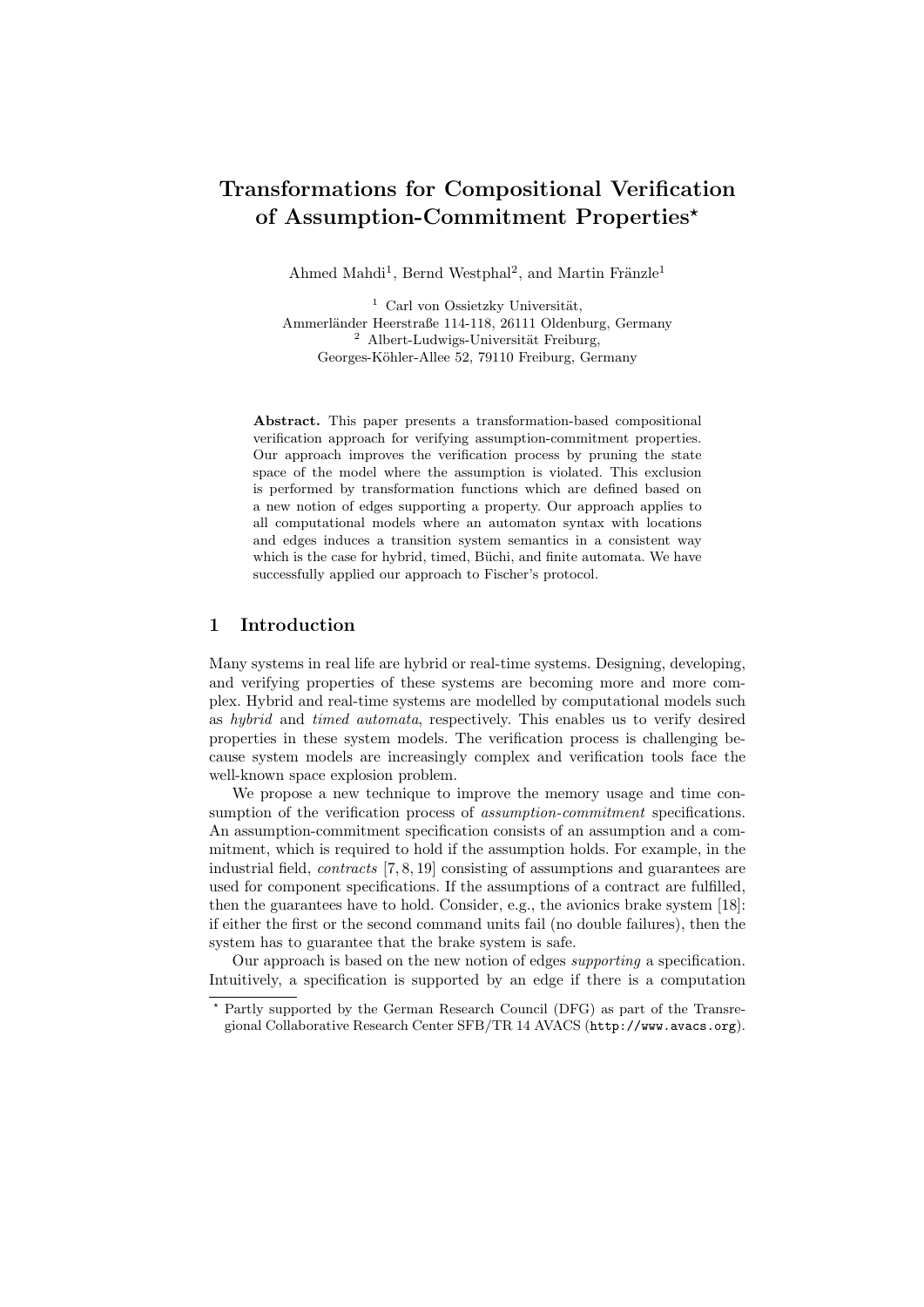# Transformations for Compositional Verification of Assumption-Commitment Properties*

Ahmed Mahdi[1], Bernd Westphal[2], and Martin Fränzle[1]

[1] Carl von Ossietzky Universität, Ammerländer Heerstraße 114-118, 26111 Oldenburg, Germany
[2] Albert-Ludwigs-Universität Freiburg, Georges-Köhler-Allee 52, 79110 Freiburg, Germany

**Abstract.** This paper presents a transformation-based compositional verification approach for verifying assumption-commitment properties. Our approach improves the verification process by pruning the state space of the model where the assumption is violated. This exclusion is performed by transformation functions which are defined based on a new notion of edges supporting a property. Our approach applies to all computational models where an automaton syntax with locations and edges induces a transition system semantics in a consistent way which is the case for hybrid, timed, Büchi, and finite automata. We have successfully applied our approach to Fischer's protocol.

## 1 Introduction

Many systems in real life are hybrid or real-time systems. Designing, developing, and verifying properties of these systems are becoming more and more complex. Hybrid and real-time systems are modelled by computational models such as *hybrid* and *timed automata*, respectively. This enables us to verify desired properties in these system models. The verification process is challenging because system models are increasingly complex and verification tools face the well-known space explosion problem.

We propose a new technique to improve the memory usage and time consumption of the verification process of *assumption-commitment* specifications. An assumption-commitment specification consists of an assumption and a commitment, which is required to hold if the assumption holds. For example, in the industrial field, *contracts* [7, 8, 19] consisting of assumptions and guarantees are used for component specifications. If the assumptions of a contract are fulfilled, then the guarantees have to hold. Consider, e.g., the avionics brake system [18]: if either the first or the second command units fail (no double failures), then the system has to guarantee that the brake system is safe.

Our approach is based on the new notion of edges *supporting* a specification. Intuitively, a specification is supported by an edge if there is a computation

* Partly supported by the German Research Council (DFG) as part of the Transregional Collaborative Research Center SFB/TR 14 AVACS (http://www.avacs.org).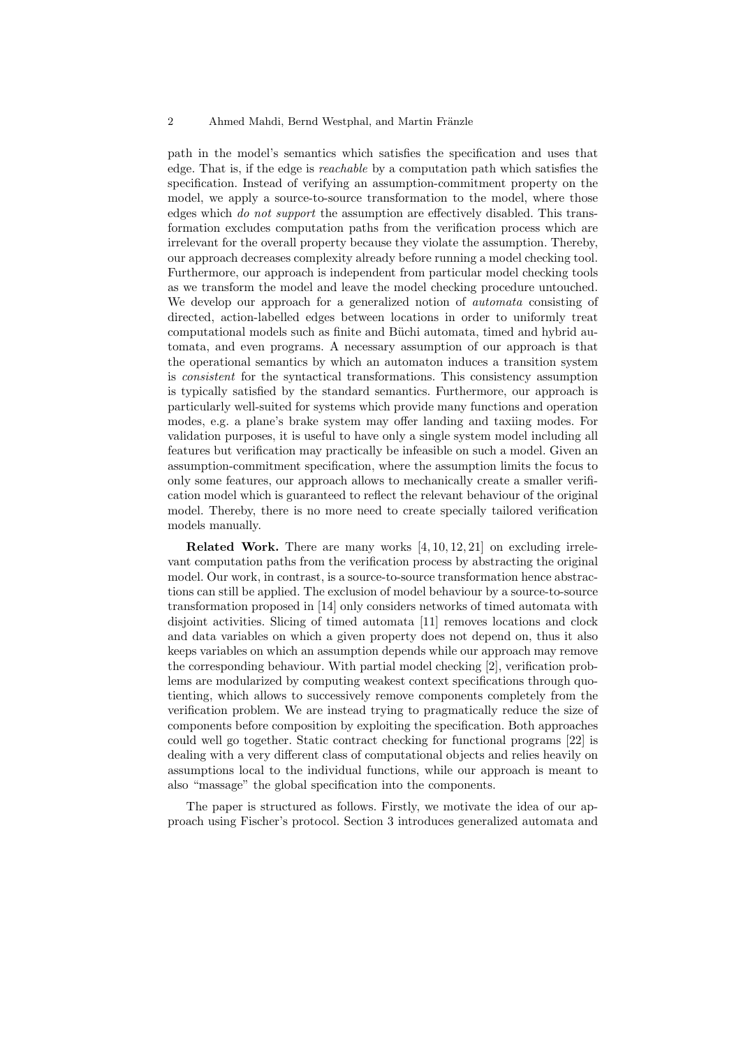path in the model's semantics which satisfies the specification and uses that edge. That is, if the edge is *reachable* by a computation path which satisfies the specification. Instead of verifying an assumption-commitment property on the model, we apply a source-to-source transformation to the model, where those edges which *do not support* the assumption are effectively disabled. This transformation excludes computation paths from the verification process which are irrelevant for the overall property because they violate the assumption. Thereby, our approach decreases complexity already before running a model checking tool. Furthermore, our approach is independent from particular model checking tools as we transform the model and leave the model checking procedure untouched. We develop our approach for a generalized notion of *automata* consisting of directed, action-labelled edges between locations in order to uniformly treat computational models such as finite and Büchi automata, timed and hybrid automata, and even programs. A necessary assumption of our approach is that the operational semantics by which an automaton induces a transition system is *consistent* for the syntactical transformations. This consistency assumption is typically satisfied by the standard semantics. Furthermore, our approach is particularly well-suited for systems which provide many functions and operation modes, e.g. a plane's brake system may offer landing and taxiing modes. For validation purposes, it is useful to have only a single system model including all features but verification may practically be infeasible on such a model. Given an assumption-commitment specification, where the assumption limits the focus to only some features, our approach allows to mechanically create a smaller verification model which is guaranteed to reflect the relevant behaviour of the original model. Thereby, there is no more need to create specially tailored verification models manually.

**Related Work.** There are many works [4, 10, 12, 21] on excluding irrelevant computation paths from the verification process by abstracting the original model. Our work, in contrast, is a source-to-source transformation hence abstractions can still be applied. The exclusion of model behaviour by a source-to-source transformation proposed in [14] only considers networks of timed automata with disjoint activities. Slicing of timed automata [11] removes locations and clock and data variables on which a given property does not depend on, thus it also keeps variables on which an assumption depends while our approach may remove the corresponding behaviour. With partial model checking [2], verification problems are modularized by computing weakest context specifications through quotienting, which allows to successively remove components completely from the verification problem. We are instead trying to pragmatically reduce the size of components before composition by exploiting the specification. Both approaches could well go together. Static contract checking for functional programs [22] is dealing with a very different class of computational objects and relies heavily on assumptions local to the individual functions, while our approach is meant to also "massage" the global specification into the components.

The paper is structured as follows. Firstly, we motivate the idea of our approach using Fischer's protocol. Section 3 introduces generalized automata and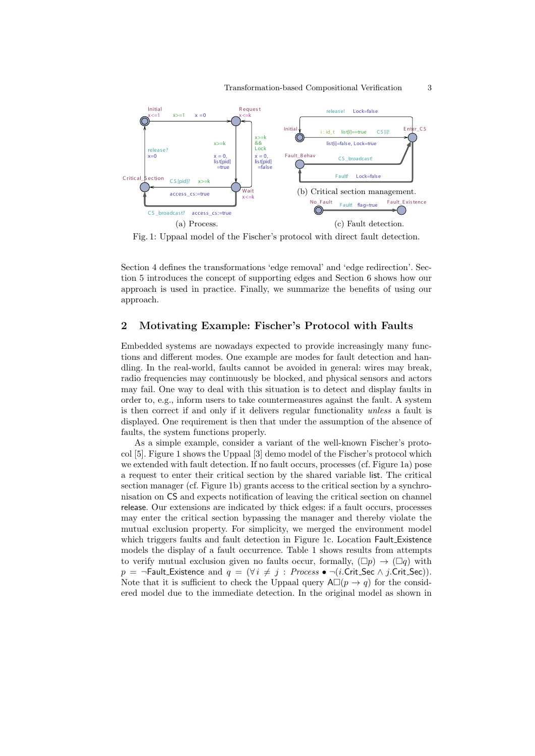Fig. 1: Uppaal model of the Fischer's protocol with direct fault detection.

(a) Process. (b) Critical section management. (c) Fault detection.

Section 4 defines the transformations 'edge removal' and 'edge redirection'. Section 5 introduces the concept of supporting edges and Section 6 shows how our approach is used in practice. Finally, we summarize the benefits of using our approach.

## 2 Motivating Example: Fischer's Protocol with Faults

Embedded systems are nowadays expected to provide increasingly many functions and different modes. One example are modes for fault detection and handling. In the real-world, faults cannot be avoided in general: wires may break, radio frequencies may continuously be blocked, and physical sensors and actors may fail. One way to deal with this situation is to detect and display faults in order to, e.g., inform users to take countermeasures against the fault. A system is then correct if and only if it delivers regular functionality *unless* a fault is displayed. One requirement is then that under the assumption of the absence of faults, the system functions properly.

As a simple example, consider a variant of the well-known Fischer's protocol [5]. Figure 1 shows the Uppaal [3] demo model of the Fischer's protocol which we extended with fault detection. If no fault occurs, processes (cf. Figure 1a) pose a request to enter their critical section by the shared variable list. The critical section manager (cf. Figure 1b) grants access to the critical section by a synchronisation on CS and expects notification of leaving the critical section on channel release. Our extensions are indicated by thick edges: if a fault occurs, processes may enter the critical section bypassing the manager and thereby violate the mutual exclusion property. For simplicity, we merged the environment model which triggers faults and fault detection in Figure 1c. Location Fault_Existence models the display of a fault occurrence. Table 1 shows results from attempts to verify mutual exclusion given no faults occur, formally, $(\Box p) \rightarrow (\Box q)$ with $p = \neg\mathsf{Fault\_Existence}$ and $q = (\forall\, i \neq j : \mathit{Process} \bullet \neg(i.\mathsf{Crit\_Sec} \wedge j.\mathsf{Crit\_Sec}))$. Note that it is sufficient to check the Uppaal query $\mathsf{A}\Box(p \rightarrow q)$ for the considered model due to the immediate detection. In the original model as shown in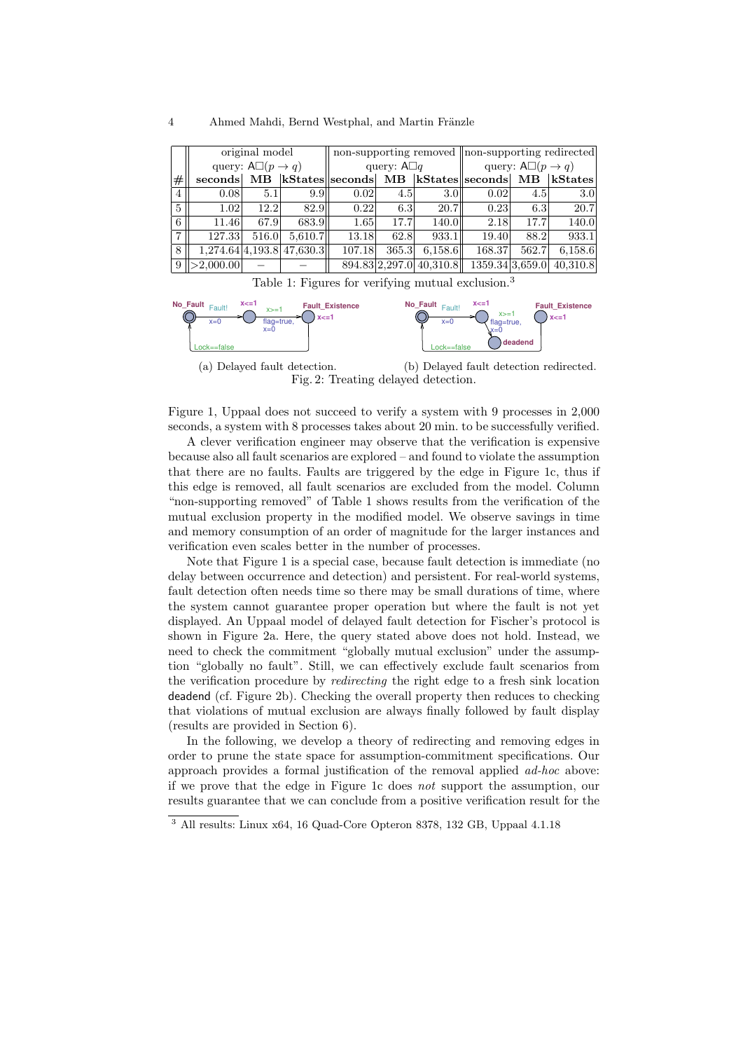| # | original model | | | non-supporting removed | | | non-supporting redirected | | |
|---|---|---|---|---|---|---|---|---|---|
| | query: $\mathsf{A}\Box(p \rightarrow q)$ | | | query: $\mathsf{A}\Box q$ | | | query: $\mathsf{A}\Box(p \rightarrow q)$ | | |
| | **seconds** | **MB** | **kStates** | **seconds** | **MB** | **kStates** | **seconds** | **MB** | **kStates** |
| 4 | 0.08 | 5.1 | 9.9 | 0.02 | 4.5 | 3.0 | 0.02 | 4.5 | 3.0 |
| 5 | 1.02 | 12.2 | 82.9 | 0.22 | 6.3 | 20.7 | 0.23 | 6.3 | 20.7 |
| 6 | 11.46 | 67.9 | 683.9 | 1.65 | 17.7 | 140.0 | 2.18 | 17.7 | 140.0 |
| 7 | 127.33 | 516.0 | 5,610.7 | 13.18 | 62.8 | 933.1 | 19.40 | 88.2 | 933.1 |
| 8 | 1,274.64 | 4,193.8 | 47,630.3 | 107.18 | 365.3 | 6,158.6 | 168.37 | 562.7 | 6,158.6 |
| 9 | >2,000.00 | – | – | 894.83 | 2,297.0 | 40,310.8 | 1359.34 | 3,659.0 | 40,310.8 |

Table 1: Figures for verifying mutual exclusion.[3]

(a) Delayed fault detection. (b) Delayed fault detection redirected.

Fig. 2: Treating delayed detection.

Figure 1, Uppaal does not succeed to verify a system with 9 processes in 2,000 seconds, a system with 8 processes takes about 20 min. to be successfully verified.

A clever verification engineer may observe that the verification is expensive because also all fault scenarios are explored – and found to violate the assumption that there are no faults. Faults are triggered by the edge in Figure 1c, thus if this edge is removed, all fault scenarios are excluded from the model. Column "non-supporting removed" of Table 1 shows results from the verification of the mutual exclusion property in the modified model. We observe savings in time and memory consumption of an order of magnitude for the larger instances and verification even scales better in the number of processes.

Note that Figure 1 is a special case, because fault detection is immediate (no delay between occurrence and detection) and persistent. For real-world systems, fault detection often needs time so there may be small durations of time, where the system cannot guarantee proper operation but where the fault is not yet displayed. An Uppaal model of delayed fault detection for Fischer's protocol is shown in Figure 2a. Here, the query stated above does not hold. Instead, we need to check the commitment "globally mutual exclusion" under the assumption "globally no fault". Still, we can effectively exclude fault scenarios from the verification procedure by *redirecting* the right edge to a fresh sink location deadend (cf. Figure 2b). Checking the overall property then reduces to checking that violations of mutual exclusion are always finally followed by fault display (results are provided in Section 6).

In the following, we develop a theory of redirecting and removing edges in order to prune the state space for assumption-commitment specifications. Our approach provides a formal justification of the removal applied *ad-hoc* above: if we prove that the edge in Figure 1c does *not* support the assumption, our results guarantee that we can conclude from a positive verification result for the

[3] All results: Linux x64, 16 Quad-Core Opteron 8378, 132 GB, Uppaal 4.1.18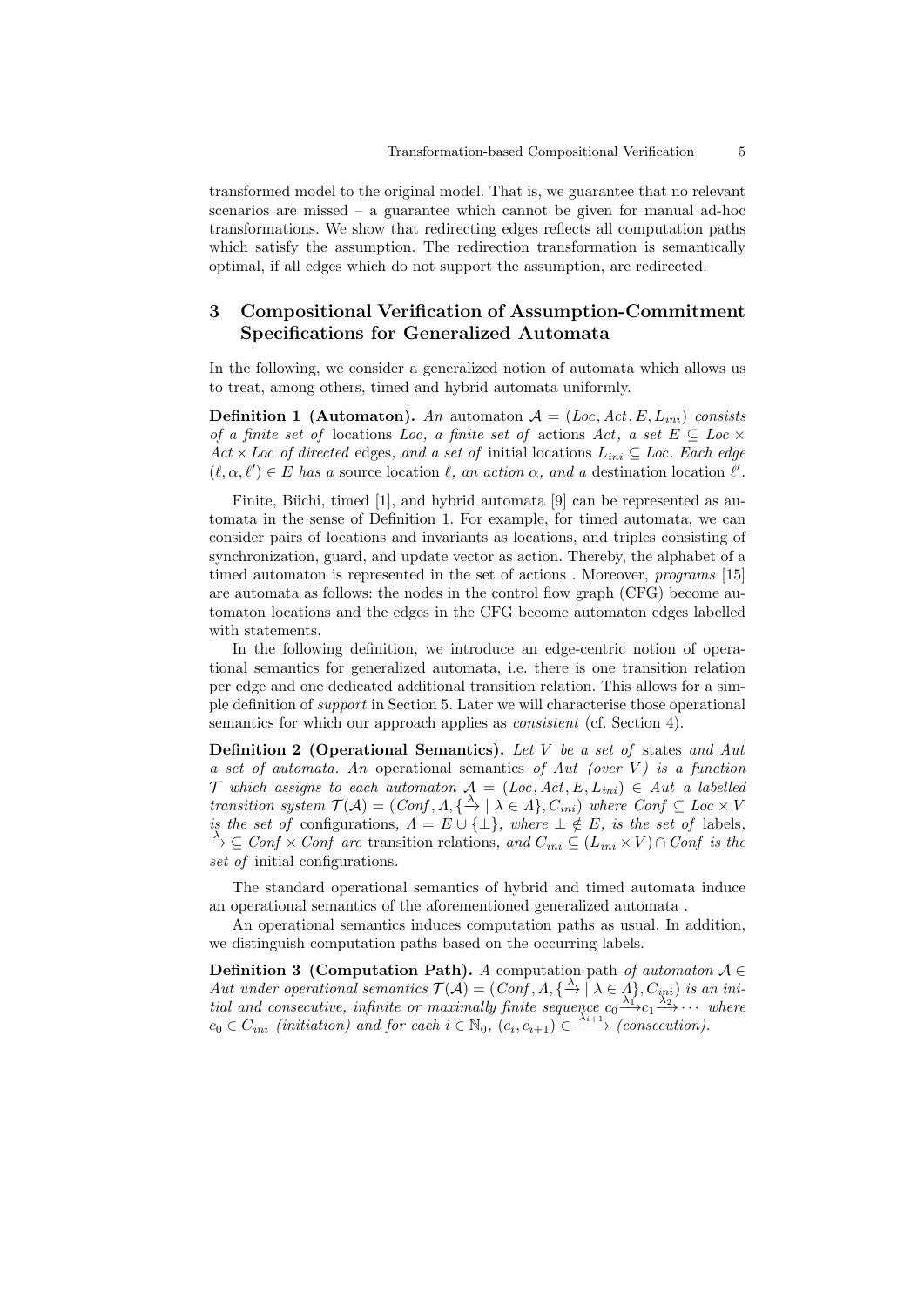transformed model to the original model. That is, we guarantee that no relevant scenarios are missed – a guarantee which cannot be given for manual ad-hoc transformations. We show that redirecting edges reflects all computation paths which satisfy the assumption. The redirection transformation is semantically optimal, if all edges which do not support the assumption, are redirected.

## 3 Compositional Verification of Assumption-Commitment Specifications for Generalized Automata

In the following, we consider a generalized notion of automata which allows us to treat, among others, timed and hybrid automata uniformly.

**Definition 1 (Automaton).** *An* automaton $\mathcal{A} = (Loc, Act, E, L_{ini})$ *consists of a finite set of* locations $Loc$, *a finite set of* actions $Act$, *a set* $E \subseteq Loc \times Act \times Loc$ *of directed* edges, *and a set of* initial locations $L_{ini} \subseteq Loc$. *Each edge* $(\ell, \alpha, \ell') \in E$ *has a* source location $\ell$, *an action* $\alpha$, *and a* destination location $\ell'$.

Finite, Büchi, timed [1], and hybrid automata [9] can be represented as automata in the sense of Definition 1. For example, for timed automata, we can consider pairs of locations and invariants as locations, and triples consisting of synchronization, guard, and update vector as action. Thereby, the alphabet of a timed automaton is represented in the set of actions . Moreover, *programs* [15] are automata as follows: the nodes in the control flow graph (CFG) become automaton locations and the edges in the CFG become automaton edges labelled with statements.

In the following definition, we introduce an edge-centric notion of operational semantics for generalized automata, i.e. there is one transition relation per edge and one dedicated additional transition relation. This allows for a simple definition of *support* in Section 5. Later we will characterise those operational semantics for which our approach applies as *consistent* (cf. Section 4).

**Definition 2 (Operational Semantics).** *Let* $V$ *be a set of* states *and* $Aut$ *a set of automata. An* operational semantics *of* $Aut$ *(over* $V$*) is a function* $\mathcal{T}$ *which assigns to each automaton* $\mathcal{A} = (Loc, Act, E, L_{ini}) \in Aut$ *a labelled transition system* $\mathcal{T}(\mathcal{A}) = (Conf, \Lambda, \{\xrightarrow{\lambda} \mid \lambda \in \Lambda\}, C_{ini})$ *where* $Conf \subseteq Loc \times V$ *is the set of* configurations, $\Lambda = E \cup \{\bot\}$, *where* $\bot \notin E$, *is the set of* labels, $\xrightarrow{\lambda} \subseteq Conf \times Conf$ *are* transition relations, *and* $C_{ini} \subseteq (L_{ini} \times V) \cap Conf$ *is the set of* initial configurations.

The standard operational semantics of hybrid and timed automata induce an operational semantics of the aforementioned generalized automata .

An operational semantics induces computation paths as usual. In addition, we distinguish computation paths based on the occurring labels.

**Definition 3 (Computation Path).** *A* computation path *of automaton* $\mathcal{A} \in Aut$ *under operational semantics* $\mathcal{T}(\mathcal{A}) = (Conf, \Lambda, \{\xrightarrow{\lambda} \mid \lambda \in \Lambda\}, C_{ini})$ *is an initial and consecutive, infinite or maximally finite sequence* $c_0 \xrightarrow{\lambda_1} c_1 \xrightarrow{\lambda_2} \cdots$ *where* $c_0 \in C_{ini}$ *(initiation) and for each* $i \in \mathbb{N}_0$, $(c_i, c_{i+1}) \in \xrightarrow{\lambda_{i+1}}$ *(consecution).*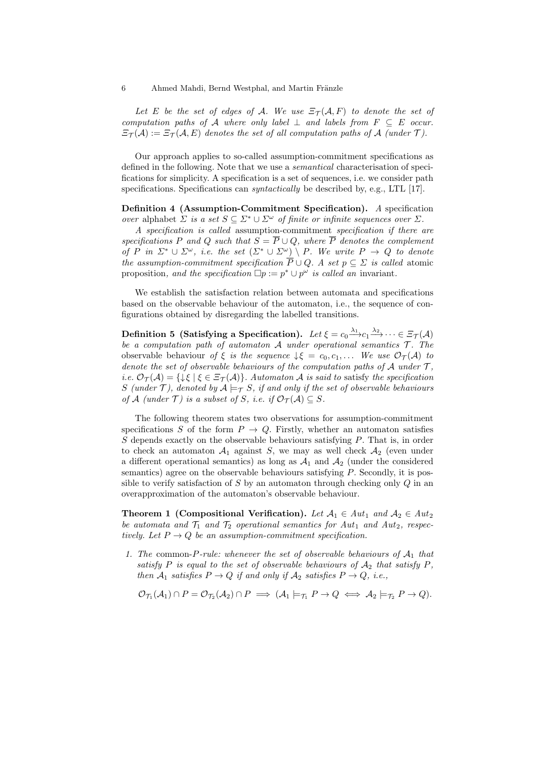*Let $E$ be the set of edges of $\mathcal{A}$. We use $\Xi_{\mathcal{T}}(\mathcal{A}, F)$ to denote the set of computation paths of $\mathcal{A}$ where only label $\perp$ and labels from $F \subseteq E$ occur. $\Xi_{\mathcal{T}}(\mathcal{A}) := \Xi_{\mathcal{T}}(\mathcal{A}, E)$ denotes the set of all computation paths of $\mathcal{A}$ (under $\mathcal{T}$).*

Our approach applies to so-called assumption-commitment specifications as defined in the following. Note that we use a *semantical* characterisation of specifications for simplicity. A specification is a set of sequences, i.e. we consider path specifications. Specifications can *syntactically* be described by, e.g., LTL [17].

**Definition 4 (Assumption-Commitment Specification).** *A* specification *over* alphabet *$\Sigma$ is a set $S \subseteq \Sigma^* \cup \Sigma^\omega$ of finite or infinite sequences over $\Sigma$.*

*A specification is called* assumption-commitment *specification if there are specifications $P$ and $Q$ such that $S = \overline{P} \cup Q$, where $\overline{P}$ denotes the complement of $P$ in $\Sigma^* \cup \Sigma^\omega$, i.e. the set $(\Sigma^* \cup \Sigma^\omega) \setminus P$. We write $P \to Q$ to denote the assumption-commitment specification $\overline{P} \cup Q$. A set $p \subseteq \Sigma$ is called* atomic proposition*, and the specification $\Box p := p^* \cup p^\omega$ is called an* invariant*.*

We establish the satisfaction relation between automata and specifications based on the observable behaviour of the automaton, i.e., the sequence of configurations obtained by disregarding the labelled transitions.

**Definition 5 (Satisfying a Specification).** *Let $\xi = c_0 \xrightarrow{\lambda_1} c_1 \xrightarrow{\lambda_2} \cdots \in \Xi_{\mathcal{T}}(\mathcal{A})$ be a computation path of automaton $\mathcal{A}$ under operational semantics $\mathcal{T}$. The* observable behaviour *of $\xi$ is the sequence $\downarrow\xi = c_0, c_1, \ldots$ We use $\mathcal{O}_{\mathcal{T}}(\mathcal{A})$ to denote the set of observable behaviours of the computation paths of $\mathcal{A}$ under $\mathcal{T}$, i.e. $\mathcal{O}_{\mathcal{T}}(\mathcal{A}) = \{\downarrow\xi \mid \xi \in \Xi_{\mathcal{T}}(\mathcal{A})\}$. Automaton $\mathcal{A}$ is said to* satisfy *the specification $S$ (under $\mathcal{T}$), denoted by $\mathcal{A} \models_{\mathcal{T}} S$, if and only if the set of observable behaviours of $\mathcal{A}$ (under $\mathcal{T}$) is a subset of $S$, i.e. if $\mathcal{O}_{\mathcal{T}}(\mathcal{A}) \subseteq S$.*

The following theorem states two observations for assumption-commitment specifications $S$ of the form $P \to Q$. Firstly, whether an automaton satisfies $S$ depends exactly on the observable behaviours satisfying $P$. That is, in order to check an automaton $\mathcal{A}_1$ against $S$, we may as well check $\mathcal{A}_2$ (even under a different operational semantics) as long as $\mathcal{A}_1$ and $\mathcal{A}_2$ (under the considered semantics) agree on the observable behaviours satisfying $P$. Secondly, it is possible to verify satisfaction of $S$ by an automaton through checking only $Q$ in an overapproximation of the automaton's observable behaviour.

**Theorem 1 (Compositional Verification).** *Let $\mathcal{A}_1 \in Aut_1$ and $\mathcal{A}_2 \in Aut_2$ be automata and $\mathcal{T}_1$ and $\mathcal{T}_2$ operational semantics for $Aut_1$ and $Aut_2$, respectively. Let $P \to Q$ be an assumption-commitment specification.*

1. *The* common-$P$-rule*: whenever the set of observable behaviours of $\mathcal{A}_1$ that satisfy $P$ is equal to the set of observable behaviours of $\mathcal{A}_2$ that satisfy $P$, then $\mathcal{A}_1$ satisfies $P \to Q$ if and only if $\mathcal{A}_2$ satisfies $P \to Q$, i.e.,*

$$\mathcal{O}_{\mathcal{T}_1}(\mathcal{A}_1) \cap P = \mathcal{O}_{\mathcal{T}_2}(\mathcal{A}_2) \cap P \implies (\mathcal{A}_1 \models_{\mathcal{T}_1} P \to Q \iff \mathcal{A}_2 \models_{\mathcal{T}_2} P \to Q).$$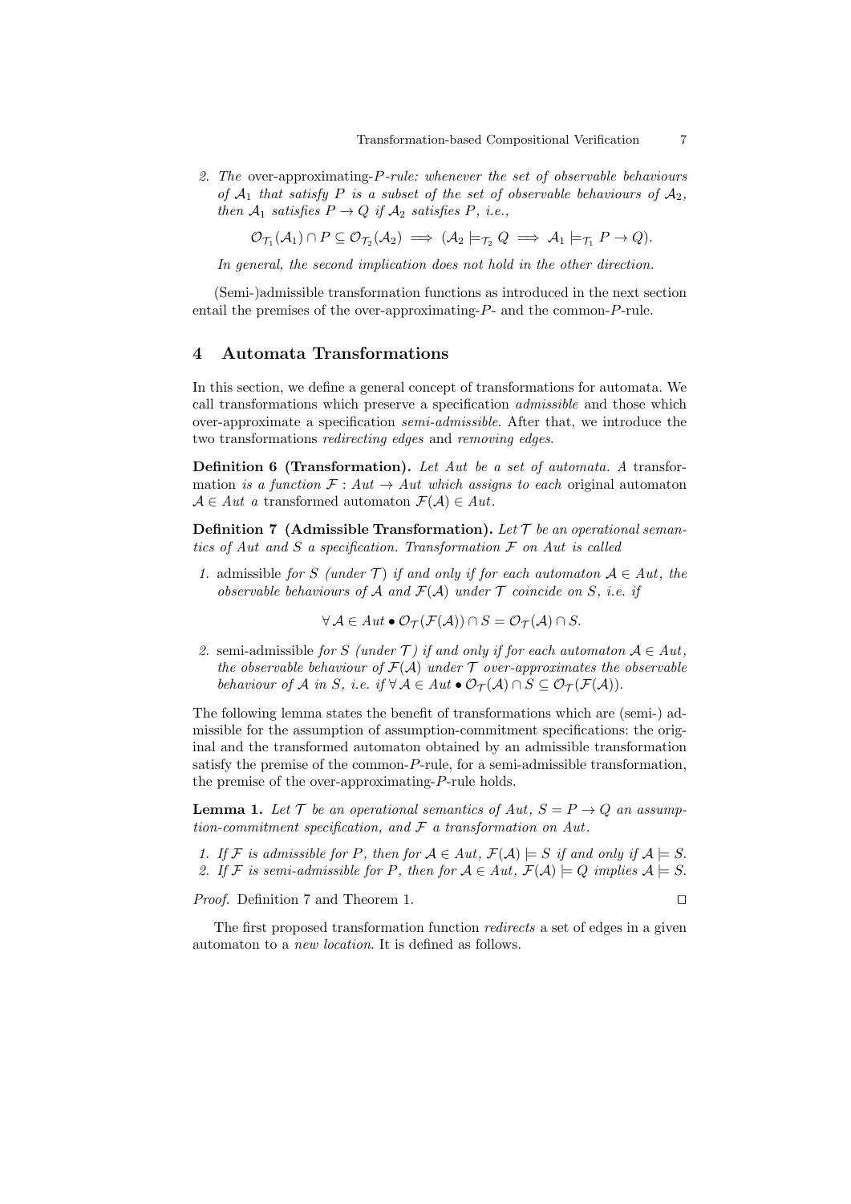2. The *over-approximating-$P$-rule*: whenever the set of observable behaviours of $\mathcal{A}_1$ that satisfy $P$ is a subset of the set of observable behaviours of $\mathcal{A}_2$, then $\mathcal{A}_1$ satisfies $P \to Q$ if $\mathcal{A}_2$ satisfies $P$, i.e.,

$$\mathcal{O}_{\mathcal{T}_1}(\mathcal{A}_1) \cap P \subseteq \mathcal{O}_{\mathcal{T}_2}(\mathcal{A}_2) \implies (\mathcal{A}_2 \models_{\mathcal{T}_2} Q \implies \mathcal{A}_1 \models_{\mathcal{T}_1} P \to Q).$$

*In general, the second implication does not hold in the other direction.*

(Semi-)admissible transformation functions as introduced in the next section entail the premises of the over-approximating-$P$- and the common-$P$-rule.

## 4 Automata Transformations

In this section, we define a general concept of transformations for automata. We call transformations which preserve a specification *admissible* and those which over-approximate a specification *semi-admissible*. After that, we introduce the two transformations *redirecting edges* and *removing edges*.

**Definition 6 (Transformation).** *Let $Aut$ be a set of automata. A* transformation *is a function $\mathcal{F} : Aut \to Aut$ which assigns to each* original automaton *$\mathcal{A} \in Aut$ a* transformed automaton *$\mathcal{F}(\mathcal{A}) \in Aut$.*

**Definition 7 (Admissible Transformation).** *Let $\mathcal{T}$ be an operational semantics of $Aut$ and $S$ a specification. Transformation $\mathcal{F}$ on $Aut$ is called*

1. admissible *for $S$ (under $\mathcal{T}$) if and only if for each automaton $\mathcal{A} \in Aut$, the observable behaviours of $\mathcal{A}$ and $\mathcal{F}(\mathcal{A})$ under $\mathcal{T}$ coincide on $S$, i.e. if*

$$\forall \mathcal{A} \in Aut \bullet \mathcal{O}_{\mathcal{T}}(\mathcal{F}(\mathcal{A})) \cap S = \mathcal{O}_{\mathcal{T}}(\mathcal{A}) \cap S.$$

2. semi-admissible *for $S$ (under $\mathcal{T}$) if and only if for each automaton $\mathcal{A} \in Aut$, the observable behaviour of $\mathcal{F}(\mathcal{A})$ under $\mathcal{T}$ over-approximates the observable behaviour of $\mathcal{A}$ in $S$, i.e. if $\forall \mathcal{A} \in Aut \bullet \mathcal{O}_{\mathcal{T}}(\mathcal{A}) \cap S \subseteq \mathcal{O}_{\mathcal{T}}(\mathcal{F}(\mathcal{A}))$.*

The following lemma states the benefit of transformations which are (semi-) admissible for the assumption of assumption-commitment specifications: the original and the transformed automaton obtained by an admissible transformation satisfy the premise of the common-$P$-rule, for a semi-admissible transformation, the premise of the over-approximating-$P$-rule holds.

**Lemma 1.** *Let $\mathcal{T}$ be an operational semantics of $Aut$, $S = P \to Q$ an assumption-commitment specification, and $\mathcal{F}$ a transformation on $Aut$.*

1. *If $\mathcal{F}$ is admissible for $P$, then for $\mathcal{A} \in Aut$, $\mathcal{F}(\mathcal{A}) \models S$ if and only if $\mathcal{A} \models S$.*
2. *If $\mathcal{F}$ is semi-admissible for $P$, then for $\mathcal{A} \in Aut$, $\mathcal{F}(\mathcal{A}) \models Q$ implies $\mathcal{A} \models S$.*

*Proof.* Definition 7 and Theorem 1. ◻

The first proposed transformation function *redirects* a set of edges in a given automaton to a *new location*. It is defined as follows.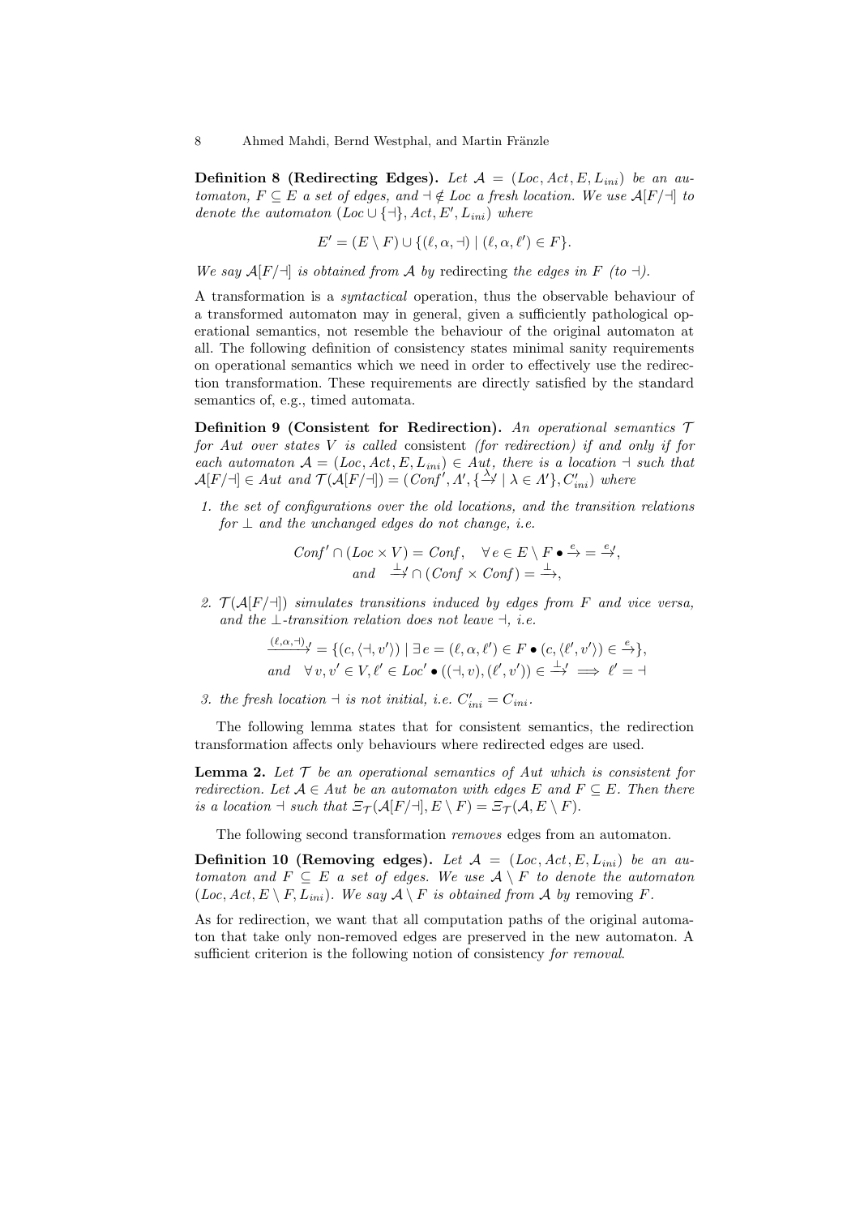**Definition 8 (Redirecting Edges).** *Let $\mathcal{A} = (Loc, Act, E, L_{ini})$ be an automaton, $F \subseteq E$ a set of edges, and $\dashv \notin Loc$ a fresh location. We use $\mathcal{A}[F/\dashv]$ to denote the automaton $(Loc \cup \{\dashv\}, Act, E', L_{ini})$ where*

$$E' = (E \setminus F) \cup \{(\ell, \alpha, \dashv) \mid (\ell, \alpha, \ell') \in F\}.$$

*We say $\mathcal{A}[F/\dashv]$ is obtained from $\mathcal{A}$ by* redirecting *the edges in $F$ (to $\dashv$).*

A transformation is a *syntactical* operation, thus the observable behaviour of a transformed automaton may in general, given a sufficiently pathological operational semantics, not resemble the behaviour of the original automaton at all. The following definition of consistency states minimal sanity requirements on operational semantics which we need in order to effectively use the redirection transformation. These requirements are directly satisfied by the standard semantics of, e.g., timed automata.

**Definition 9 (Consistent for Redirection).** *An operational semantics $\mathcal{T}$ for $Aut$ over states $V$ is called* consistent *(for redirection) if and only if for each automaton $\mathcal{A} = (Loc, Act, E, L_{ini}) \in Aut$, there is a location $\dashv$ such that $\mathcal{A}[F/\dashv] \in Aut$ and $\mathcal{T}(\mathcal{A}[F/\dashv]) = (Conf', \Lambda', \{\xrightarrow{\lambda}{}' \mid \lambda \in \Lambda'\}, C'_{ini})$ where*

1. *the set of configurations over the old locations, and the transition relations for $\bot$ and the unchanged edges do not change, i.e.*

$$Conf' \cap (Loc \times V) = Conf, \quad \forall\, e \in E \setminus F \bullet \xrightarrow{e} = \xrightarrow{e}{}',$$
$$\text{and} \quad \xrightarrow{\bot}{}' \cap (Conf \times Conf) = \xrightarrow{\bot},$$

2. *$\mathcal{T}(\mathcal{A}[F/\dashv])$ simulates transitions induced by edges from $F$ and vice versa, and the $\bot$-transition relation does not leave $\dashv$, i.e.*

$$\xrightarrow{(\ell,\alpha,\dashv)}{}' = \{(c, \langle \dashv, v' \rangle) \mid \exists\, e = (\ell, \alpha, \ell') \in F \bullet (c, \langle \ell', v' \rangle) \in \xrightarrow{e}\},$$
$$\text{and} \quad \forall\, v, v' \in V, \ell' \in Loc' \bullet ((\dashv, v), (\ell', v')) \in \xrightarrow{\bot}{}' \implies \ell' = \dashv$$

3. *the fresh location $\dashv$ is not initial, i.e. $C'_{ini} = C_{ini}$.*

The following lemma states that for consistent semantics, the redirection transformation affects only behaviours where redirected edges are used.

**Lemma 2.** *Let $\mathcal{T}$ be an operational semantics of $Aut$ which is consistent for redirection. Let $\mathcal{A} \in Aut$ be an automaton with edges $E$ and $F \subseteq E$. Then there is a location $\dashv$ such that $\Xi_{\mathcal{T}}(\mathcal{A}[F/\dashv], E \setminus F) = \Xi_{\mathcal{T}}(\mathcal{A}, E \setminus F)$.*

The following second transformation *removes* edges from an automaton.

**Definition 10 (Removing edges).** *Let $\mathcal{A} = (Loc, Act, E, L_{ini})$ be an automaton and $F \subseteq E$ a set of edges. We use $\mathcal{A} \setminus F$ to denote the automaton $(Loc, Act, E \setminus F, L_{ini})$. We say $\mathcal{A} \setminus F$ is obtained from $\mathcal{A}$ by* removing *$F$.*

As for redirection, we want that all computation paths of the original automaton that take only non-removed edges are preserved in the new automaton. A sufficient criterion is the following notion of consistency *for removal*.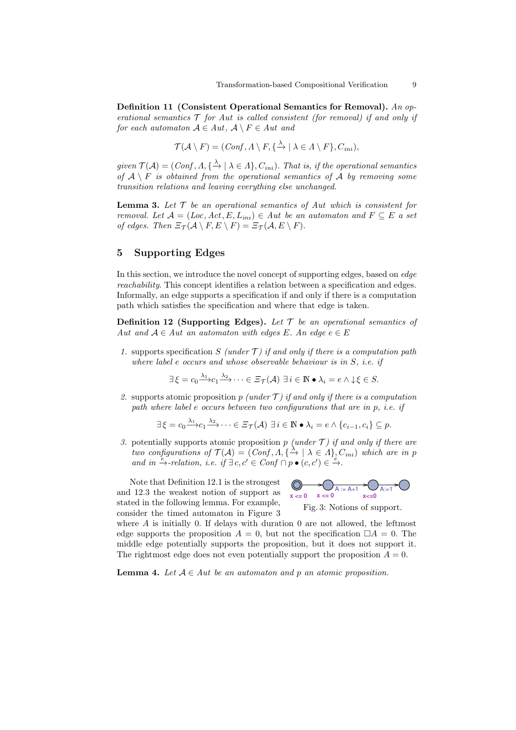**Definition 11 (Consistent Operational Semantics for Removal).** *An operational semantics $\mathcal{T}$ for Aut is called consistent (for removal) if and only if for each automaton $\mathcal{A} \in Aut$, $\mathcal{A} \setminus F \in Aut$ and*

$$\mathcal{T}(\mathcal{A} \setminus F) = (Conf, \Lambda \setminus F, \{\xrightarrow{\lambda} \mid \lambda \in \Lambda \setminus F\}, C_{ini}),$$

*given $\mathcal{T}(\mathcal{A}) = (Conf, \Lambda, \{\xrightarrow{\lambda} \mid \lambda \in \Lambda\}, C_{ini})$. That is, if the operational semantics of $\mathcal{A} \setminus F$ is obtained from the operational semantics of $\mathcal{A}$ by removing some transition relations and leaving everything else unchanged.*

**Lemma 3.** *Let $\mathcal{T}$ be an operational semantics of Aut which is consistent for removal. Let $\mathcal{A} = (Loc, Act, E, L_{ini}) \in Aut$ be an automaton and $F \subseteq E$ a set of edges. Then $\Xi_{\mathcal{T}}(\mathcal{A} \setminus F, E \setminus F) = \Xi_{\mathcal{T}}(\mathcal{A}, E \setminus F)$.*

## 5 Supporting Edges

In this section, we introduce the novel concept of supporting edges, based on *edge reachability*. This concept identifies a relation between a specification and edges. Informally, an edge supports a specification if and only if there is a computation path which satisfies the specification and where that edge is taken.

**Definition 12 (Supporting Edges).** *Let $\mathcal{T}$ be an operational semantics of Aut and $\mathcal{A} \in Aut$ an automaton with edges $E$. An edge $e \in E$*

1. supports specification $S$ *(under $\mathcal{T}$) if and only if there is a computation path where label $e$ occurs and whose observable behaviour is in $S$, i.e. if*

$$\exists \xi = c_0 \xrightarrow{\lambda_1} c_1 \xrightarrow{\lambda_2} \cdots \in \Xi_{\mathcal{T}}(\mathcal{A}) \ \exists i \in \mathbb{N} \bullet \lambda_i = e \wedge \downarrow\xi \in S.$$

2. supports atomic proposition $p$ *(under $\mathcal{T}$) if and only if there is a computation path where label $e$ occurs between two configurations that are in $p$, i.e. if*

$$\exists \xi = c_0 \xrightarrow{\lambda_1} c_1 \xrightarrow{\lambda_2} \cdots \in \Xi_{\mathcal{T}}(\mathcal{A}) \ \exists i \in \mathbb{N} \bullet \lambda_i = e \wedge \{c_{i-1}, c_i\} \subseteq p.$$

3. potentially supports atomic proposition $p$ *(under $\mathcal{T}$) if and only if there are two configurations of $\mathcal{T}(\mathcal{A}) = (Conf, \Lambda, \{\xrightarrow{\lambda} \mid \lambda \in \Lambda\}, C_{ini})$ which are in $p$ and in $\xrightarrow{e}$-relation, i.e. if $\exists c, c' \in Conf \cap p \bullet (c, c') \in \xrightarrow{e}$.*

Note that Definition 12.1 is the strongest and 12.3 the weakest notion of support as stated in the following lemma. For example, consider the timed automaton in Figure 3 where $A$ is initially 0. If delays with duration 0 are not allowed, the leftmost edge supports the proposition $A = 0$, but not the specification $\Box A = 0$. The middle edge potentially supports the proposition, but it does not support it. The rightmost edge does not even potentially support the proposition $A = 0$.

Fig. 3: Notions of support.

**Lemma 4.** *Let $\mathcal{A} \in Aut$ be an automaton and $p$ an atomic proposition.*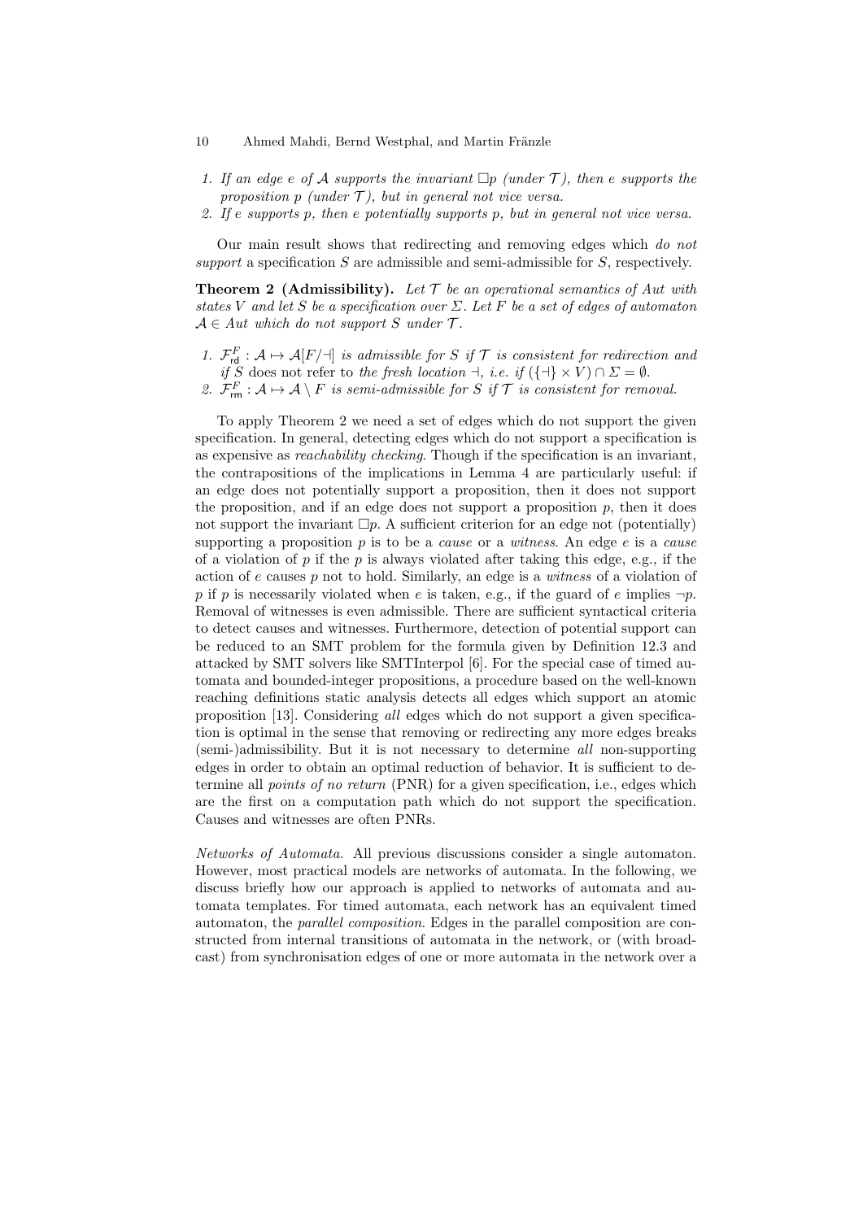1. *If an edge $e$ of $\mathcal{A}$ supports the invariant $\Box p$ (under $\mathcal{T}$), then $e$ supports the proposition $p$ (under $\mathcal{T}$), but in general not vice versa.*
2. *If $e$ supports $p$, then $e$ potentially supports $p$, but in general not vice versa.*

Our main result shows that redirecting and removing edges which *do not support* a specification $S$ are admissible and semi-admissible for $S$, respectively.

**Theorem 2 (Admissibility).** *Let $\mathcal{T}$ be an operational semantics of Aut with states $V$ and let $S$ be a specification over $\Sigma$. Let $F$ be a set of edges of automaton $\mathcal{A} \in Aut$ which do not support $S$ under $\mathcal{T}$.*

1. *$\mathcal{F}_{\mathsf{rd}}^{F} : \mathcal{A} \mapsto \mathcal{A}[F/\dashv]$ is admissible for $S$ if $\mathcal{T}$ is consistent for redirection and if $S$* does not refer to *the fresh location $\dashv$, i.e. if $(\{\dashv\} \times V) \cap \Sigma = \emptyset$.*
2. *$\mathcal{F}_{\mathsf{rm}}^{F} : \mathcal{A} \mapsto \mathcal{A} \setminus F$ is semi-admissible for $S$ if $\mathcal{T}$ is consistent for removal.*

To apply Theorem 2 we need a set of edges which do not support the given specification. In general, detecting edges which do not support a specification is as expensive as *reachability checking*. Though if the specification is an invariant, the contrapositions of the implications in Lemma 4 are particularly useful: if an edge does not potentially support a proposition, then it does not support the proposition, and if an edge does not support a proposition $p$, then it does not support the invariant $\Box p$. A sufficient criterion for an edge not (potentially) supporting a proposition $p$ is to be a *cause* or a *witness*. An edge $e$ is a *cause* of a violation of $p$ if the $p$ is always violated after taking this edge, e.g., if the action of $e$ causes $p$ not to hold. Similarly, an edge is a *witness* of a violation of $p$ if $p$ is necessarily violated when $e$ is taken, e.g., if the guard of $e$ implies $\neg p$. Removal of witnesses is even admissible. There are sufficient syntactical criteria to detect causes and witnesses. Furthermore, detection of potential support can be reduced to an SMT problem for the formula given by Definition 12.3 and attacked by SMT solvers like SMTInterpol [6]. For the special case of timed automata and bounded-integer propositions, a procedure based on the well-known reaching definitions static analysis detects all edges which support an atomic proposition [13]. Considering *all* edges which do not support a given specification is optimal in the sense that removing or redirecting any more edges breaks (semi-)admissibility. But it is not necessary to determine *all* non-supporting edges in order to obtain an optimal reduction of behavior. It is sufficient to determine all *points of no return* (PNR) for a given specification, i.e., edges which are the first on a computation path which do not support the specification. Causes and witnesses are often PNRs.

*Networks of Automata.* All previous discussions consider a single automaton. However, most practical models are networks of automata. In the following, we discuss briefly how our approach is applied to networks of automata and automata templates. For timed automata, each network has an equivalent timed automaton, the *parallel composition*. Edges in the parallel composition are constructed from internal transitions of automata in the network, or (with broadcast) from synchronisation edges of one or more automata in the network over a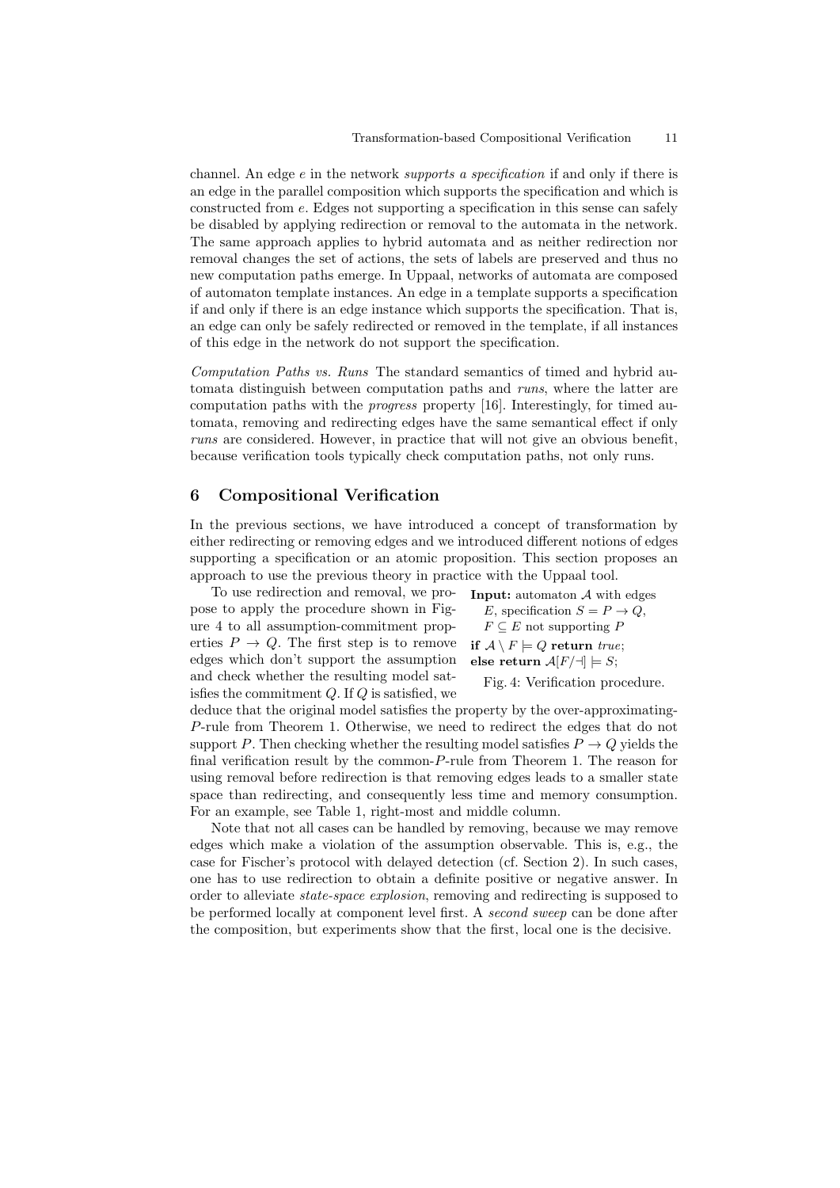channel. An edge $e$ in the network *supports a specification* if and only if there is an edge in the parallel composition which supports the specification and which is constructed from $e$. Edges not supporting a specification in this sense can safely be disabled by applying redirection or removal to the automata in the network. The same approach applies to hybrid automata and as neither redirection nor removal changes the set of actions, the sets of labels are preserved and thus no new computation paths emerge. In Uppaal, networks of automata are composed of automaton template instances. An edge in a template supports a specification if and only if there is an edge instance which supports the specification. That is, an edge can only be safely redirected or removed in the template, if all instances of this edge in the network do not support the specification.

*Computation Paths vs. Runs* The standard semantics of timed and hybrid automata distinguish between computation paths and *runs*, where the latter are computation paths with the *progress* property [16]. Interestingly, for timed automata, removing and redirecting edges have the same semantical effect if only *runs* are considered. However, in practice that will not give an obvious benefit, because verification tools typically check computation paths, not only runs.

## 6 Compositional Verification

In the previous sections, we have introduced a concept of transformation by either redirecting or removing edges and we introduced different notions of edges supporting a specification or an atomic proposition. This section proposes an approach to use the previous theory in practice with the Uppaal tool.

To use redirection and removal, we propose to apply the procedure shown in Figure 4 to all assumption-commitment properties $P \to Q$. The first step is to remove edges which don't support the assumption and check whether the resulting model satisfies the commitment $Q$. If $Q$ is satisfied, we deduce that the original model satisfies the property by the over-approximating-$P$-rule from Theorem 1. Otherwise, we need to redirect the edges that do not support $P$. Then checking whether the resulting model satisfies $P \to Q$ yields the final verification result by the common-$P$-rule from Theorem 1. The reason for using removal before redirection is that removing edges leads to a smaller state space than redirecting, and consequently less time and memory consumption. For an example, see Table 1, right-most and middle column.

**Input:** automaton $\mathcal{A}$ with edges $E$, specification $S = P \to Q$, $F \subseteq E$ not supporting $P$

**if** $\mathcal{A} \setminus F \models Q$ **return** *true*;
**else return** $\mathcal{A}[F/\dashv] \models S$;

Fig. 4: Verification procedure.

Note that not all cases can be handled by removing, because we may remove edges which make a violation of the assumption observable. This is, e.g., the case for Fischer's protocol with delayed detection (cf. Section 2). In such cases, one has to use redirection to obtain a definite positive or negative answer. In order to alleviate *state-space explosion*, removing and redirecting is supposed to be performed locally at component level first. A *second sweep* can be done after the composition, but experiments show that the first, local one is the decisive.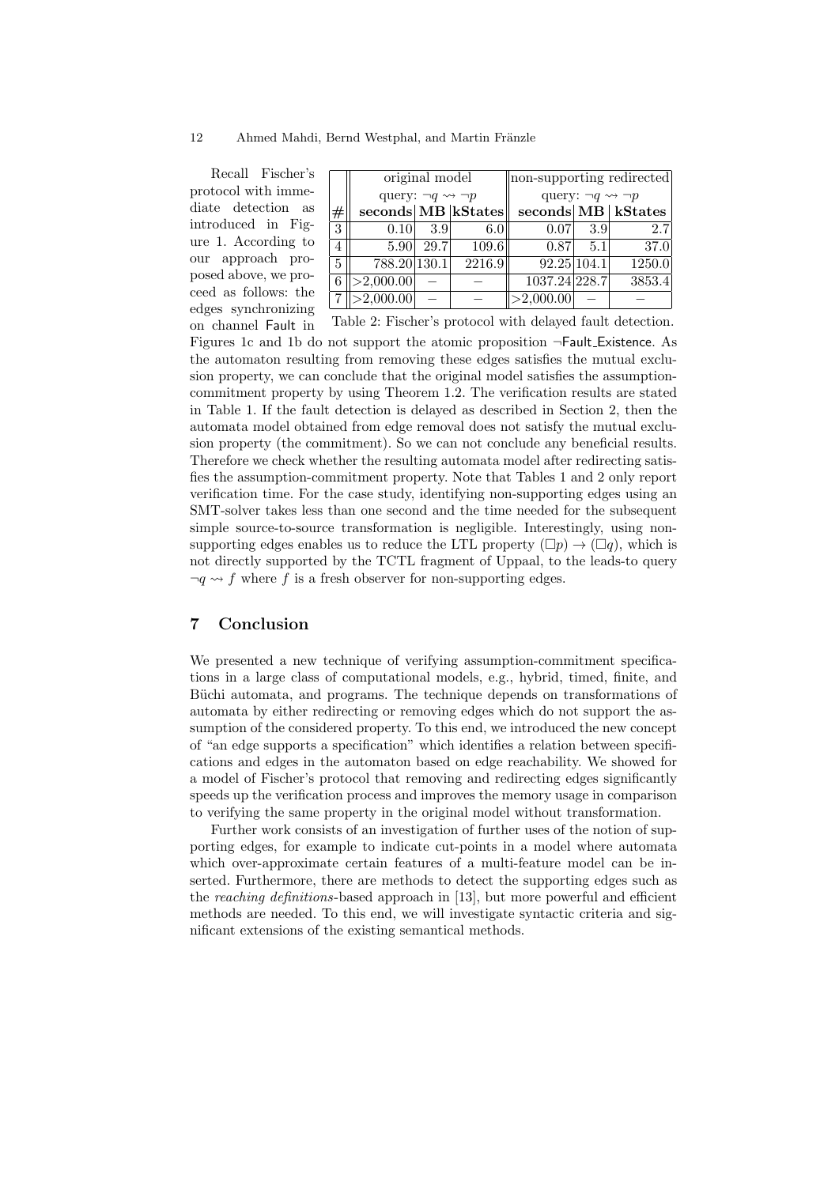Recall Fischer's protocol with immediate detection as introduced in Figure 1. According to our approach proposed above, we proceed as follows: the edges synchronizing on channel Fault in Figures 1c and 1b do not support the atomic proposition $\neg$Fault_Existence. As the automaton resulting from removing these edges satisfies the mutual exclusion property, we can conclude that the original model satisfies the assumption-commitment property by using Theorem 1.2. The verification results are stated in Table 1. If the fault detection is delayed as described in Section 2, then the automata model obtained from edge removal does not satisfy the mutual exclusion property (the commitment). So we can not conclude any beneficial results. Therefore we check whether the resulting automata model after redirecting satisfies the assumption-commitment property. Note that Tables 1 and 2 only report verification time. For the case study, identifying non-supporting edges using an SMT-solver takes less than one second and the time needed for the subsequent simple source-to-source transformation is negligible. Interestingly, using non-supporting edges enables us to reduce the LTL property $(\Box p) \rightarrow (\Box q)$, which is not directly supported by the TCTL fragment of Uppaal, to the leads-to query $\neg q \rightsquigarrow f$ where $f$ is a fresh observer for non-supporting edges.

| | original model query: $\neg q \rightsquigarrow \neg p$ | | | non-supporting redirected query: $\neg q \rightsquigarrow \neg p$ | | |
|---|---|---|---|---|---|---|
| **#** | **seconds** | **MB** | **kStates** | **seconds** | **MB** | **kStates** |
| 3 | 0.10 | 3.9 | 6.0 | 0.07 | 3.9 | 2.7 |
| 4 | 5.90 | 29.7 | 109.6 | 0.87 | 5.1 | 37.0 |
| 5 | 788.20 | 130.1 | 2216.9 | 92.25 | 104.1 | 1250.0 |
| 6 | >2,000.00 | – | – | 1037.24 | 228.7 | 3853.4 |
| 7 | >2,000.00 | – | – | >2,000.00 | – | – |

Table 2: Fischer's protocol with delayed fault detection.

## 7 Conclusion

We presented a new technique of verifying assumption-commitment specifications in a large class of computational models, e.g., hybrid, timed, finite, and Büchi automata, and programs. The technique depends on transformations of automata by either redirecting or removing edges which do not support the assumption of the considered property. To this end, we introduced the new concept of "an edge supports a specification" which identifies a relation between specifications and edges in the automaton based on edge reachability. We showed for a model of Fischer's protocol that removing and redirecting edges significantly speeds up the verification process and improves the memory usage in comparison to verifying the same property in the original model without transformation.

Further work consists of an investigation of further uses of the notion of supporting edges, for example to indicate cut-points in a model where automata which over-approximate certain features of a multi-feature model can be inserted. Furthermore, there are methods to detect the supporting edges such as the *reaching definitions*-based approach in [13], but more powerful and efficient methods are needed. To this end, we will investigate syntactic criteria and significant extensions of the existing semantical methods.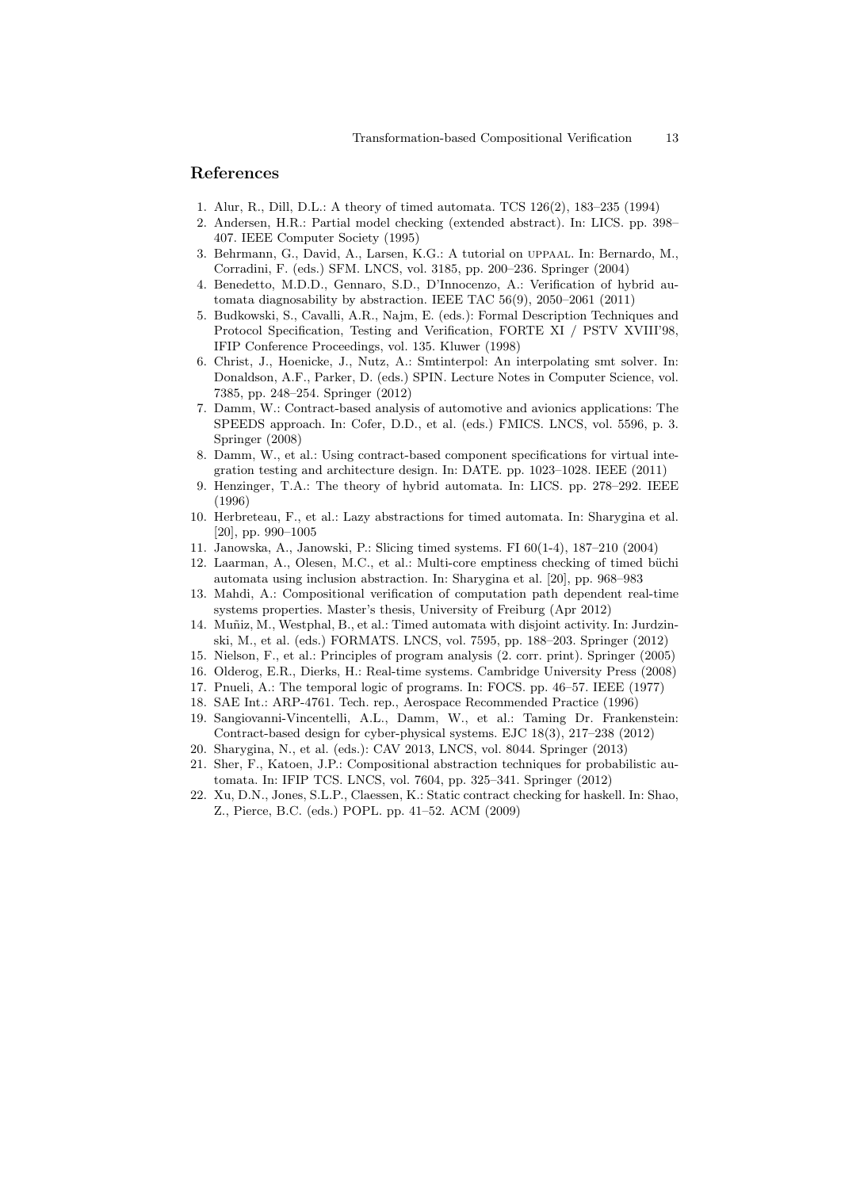## References

1. Alur, R., Dill, D.L.: A theory of timed automata. TCS 126(2), 183–235 (1994)
2. Andersen, H.R.: Partial model checking (extended abstract). In: LICS. pp. 398–407. IEEE Computer Society (1995)
3. Behrmann, G., David, A., Larsen, K.G.: A tutorial on UPPAAL. In: Bernardo, M., Corradini, F. (eds.) SFM. LNCS, vol. 3185, pp. 200–236. Springer (2004)
4. Benedetto, M.D.D., Gennaro, S.D., D'Innocenzo, A.: Verification of hybrid automata diagnosability by abstraction. IEEE TAC 56(9), 2050–2061 (2011)
5. Budkowski, S., Cavalli, A.R., Najm, E. (eds.): Formal Description Techniques and Protocol Specification, Testing and Verification, FORTE XI / PSTV XVIII'98, IFIP Conference Proceedings, vol. 135. Kluwer (1998)
6. Christ, J., Hoenicke, J., Nutz, A.: Smtinterpol: An interpolating smt solver. In: Donaldson, A.F., Parker, D. (eds.) SPIN. Lecture Notes in Computer Science, vol. 7385, pp. 248–254. Springer (2012)
7. Damm, W.: Contract-based analysis of automotive and avionics applications: The SPEEDS approach. In: Cofer, D.D., et al. (eds.) FMICS. LNCS, vol. 5596, p. 3. Springer (2008)
8. Damm, W., et al.: Using contract-based component specifications for virtual integration testing and architecture design. In: DATE. pp. 1023–1028. IEEE (2011)
9. Henzinger, T.A.: The theory of hybrid automata. In: LICS. pp. 278–292. IEEE (1996)
10. Herbreteau, F., et al.: Lazy abstractions for timed automata. In: Sharygina et al. [20], pp. 990–1005
11. Janowska, A., Janowski, P.: Slicing timed systems. FI 60(1-4), 187–210 (2004)
12. Laarman, A., Olesen, M.C., et al.: Multi-core emptiness checking of timed büchi automata using inclusion abstraction. In: Sharygina et al. [20], pp. 968–983
13. Mahdi, A.: Compositional verification of computation path dependent real-time systems properties. Master's thesis, University of Freiburg (Apr 2012)
14. Muñiz, M., Westphal, B., et al.: Timed automata with disjoint activity. In: Jurdzinski, M., et al. (eds.) FORMATS. LNCS, vol. 7595, pp. 188–203. Springer (2012)
15. Nielson, F., et al.: Principles of program analysis (2. corr. print). Springer (2005)
16. Olderog, E.R., Dierks, H.: Real-time systems. Cambridge University Press (2008)
17. Pnueli, A.: The temporal logic of programs. In: FOCS. pp. 46–57. IEEE (1977)
18. SAE Int.: ARP-4761. Tech. rep., Aerospace Recommended Practice (1996)
19. Sangiovanni-Vincentelli, A.L., Damm, W., et al.: Taming Dr. Frankenstein: Contract-based design for cyber-physical systems. EJC 18(3), 217–238 (2012)
20. Sharygina, N., et al. (eds.): CAV 2013, LNCS, vol. 8044. Springer (2013)
21. Sher, F., Katoen, J.P.: Compositional abstraction techniques for probabilistic automata. In: IFIP TCS. LNCS, vol. 7604, pp. 325–341. Springer (2012)
22. Xu, D.N., Jones, S.L.P., Claessen, K.: Static contract checking for haskell. In: Shao, Z., Pierce, B.C. (eds.) POPL. pp. 41–52. ACM (2009)